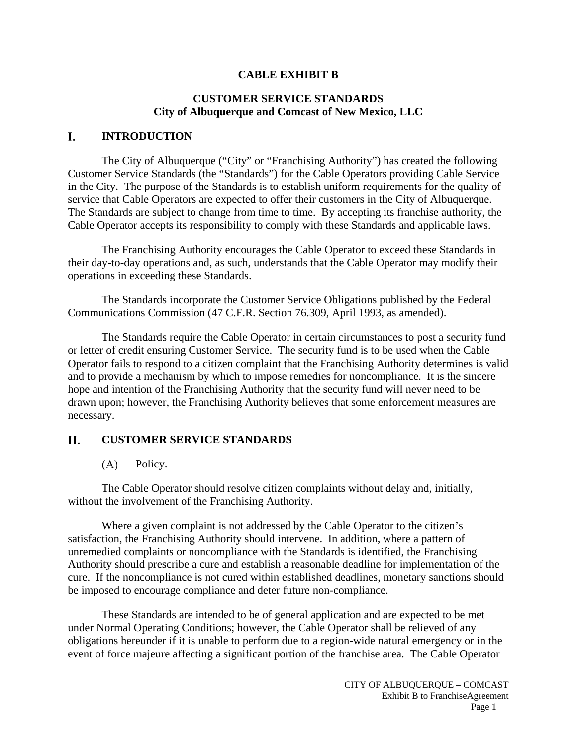# CABLE EXHIBIT B

## CUSTOMER SERVICE STANDARDS
## City of Albuquerque and Comcast of New Mexico, LLC

## I. INTRODUCTION

The City of Albuquerque ("City" or "Franchising Authority") has created the following Customer Service Standards (the "Standards") for the Cable Operators providing Cable Service in the City. The purpose of the Standards is to establish uniform requirements for the quality of service that Cable Operators are expected to offer their customers in the City of Albuquerque. The Standards are subject to change from time to time. By accepting its franchise authority, the Cable Operator accepts its responsibility to comply with these Standards and applicable laws.

The Franchising Authority encourages the Cable Operator to exceed these Standards in their day-to-day operations and, as such, understands that the Cable Operator may modify their operations in exceeding these Standards.

The Standards incorporate the Customer Service Obligations published by the Federal Communications Commission (47 C.F.R. Section 76.309, April 1993, as amended).

The Standards require the Cable Operator in certain circumstances to post a security fund or letter of credit ensuring Customer Service. The security fund is to be used when the Cable Operator fails to respond to a citizen complaint that the Franchising Authority determines is valid and to provide a mechanism by which to impose remedies for noncompliance. It is the sincere hope and intention of the Franchising Authority that the security fund will never need to be drawn upon; however, the Franchising Authority believes that some enforcement measures are necessary.

## II. CUSTOMER SERVICE STANDARDS

(A) Policy.

The Cable Operator should resolve citizen complaints without delay and, initially, without the involvement of the Franchising Authority.

Where a given complaint is not addressed by the Cable Operator to the citizen's satisfaction, the Franchising Authority should intervene. In addition, where a pattern of unremedied complaints or noncompliance with the Standards is identified, the Franchising Authority should prescribe a cure and establish a reasonable deadline for implementation of the cure. If the noncompliance is not cured within established deadlines, monetary sanctions should be imposed to encourage compliance and deter future non-compliance.

These Standards are intended to be of general application and are expected to be met under Normal Operating Conditions; however, the Cable Operator shall be relieved of any obligations hereunder if it is unable to perform due to a region-wide natural emergency or in the event of force majeure affecting a significant portion of the franchise area. The Cable Operator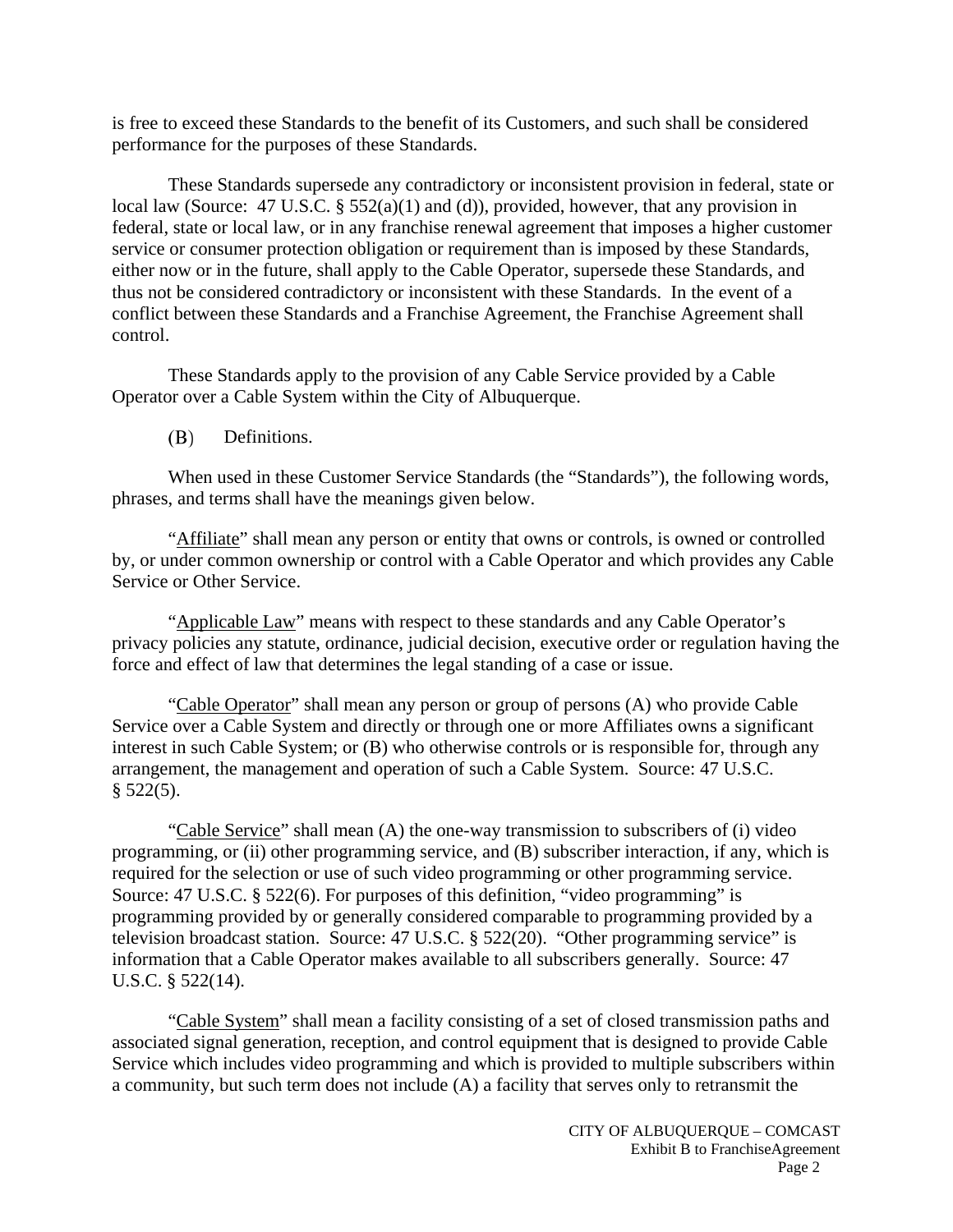is free to exceed these Standards to the benefit of its Customers, and such shall be considered performance for the purposes of these Standards.

These Standards supersede any contradictory or inconsistent provision in federal, state or local law (Source: 47 U.S.C. § 552(a)(1) and (d)), provided, however, that any provision in federal, state or local law, or in any franchise renewal agreement that imposes a higher customer service or consumer protection obligation or requirement than is imposed by these Standards, either now or in the future, shall apply to the Cable Operator, supersede these Standards, and thus not be considered contradictory or inconsistent with these Standards. In the event of a conflict between these Standards and a Franchise Agreement, the Franchise Agreement shall control.

These Standards apply to the provision of any Cable Service provided by a Cable Operator over a Cable System within the City of Albuquerque.

(B) Definitions.

When used in these Customer Service Standards (the "Standards"), the following words, phrases, and terms shall have the meanings given below.

"Affiliate" shall mean any person or entity that owns or controls, is owned or controlled by, or under common ownership or control with a Cable Operator and which provides any Cable Service or Other Service.

"Applicable Law" means with respect to these standards and any Cable Operator's privacy policies any statute, ordinance, judicial decision, executive order or regulation having the force and effect of law that determines the legal standing of a case or issue.

"Cable Operator" shall mean any person or group of persons (A) who provide Cable Service over a Cable System and directly or through one or more Affiliates owns a significant interest in such Cable System; or (B) who otherwise controls or is responsible for, through any arrangement, the management and operation of such a Cable System. Source: 47 U.S.C. § 522(5).

"Cable Service" shall mean (A) the one-way transmission to subscribers of (i) video programming, or (ii) other programming service, and (B) subscriber interaction, if any, which is required for the selection or use of such video programming or other programming service. Source: 47 U.S.C. § 522(6). For purposes of this definition, "video programming" is programming provided by or generally considered comparable to programming provided by a television broadcast station. Source: 47 U.S.C. § 522(20). "Other programming service" is information that a Cable Operator makes available to all subscribers generally. Source: 47 U.S.C. § 522(14).

"Cable System" shall mean a facility consisting of a set of closed transmission paths and associated signal generation, reception, and control equipment that is designed to provide Cable Service which includes video programming and which is provided to multiple subscribers within a community, but such term does not include (A) a facility that serves only to retransmit the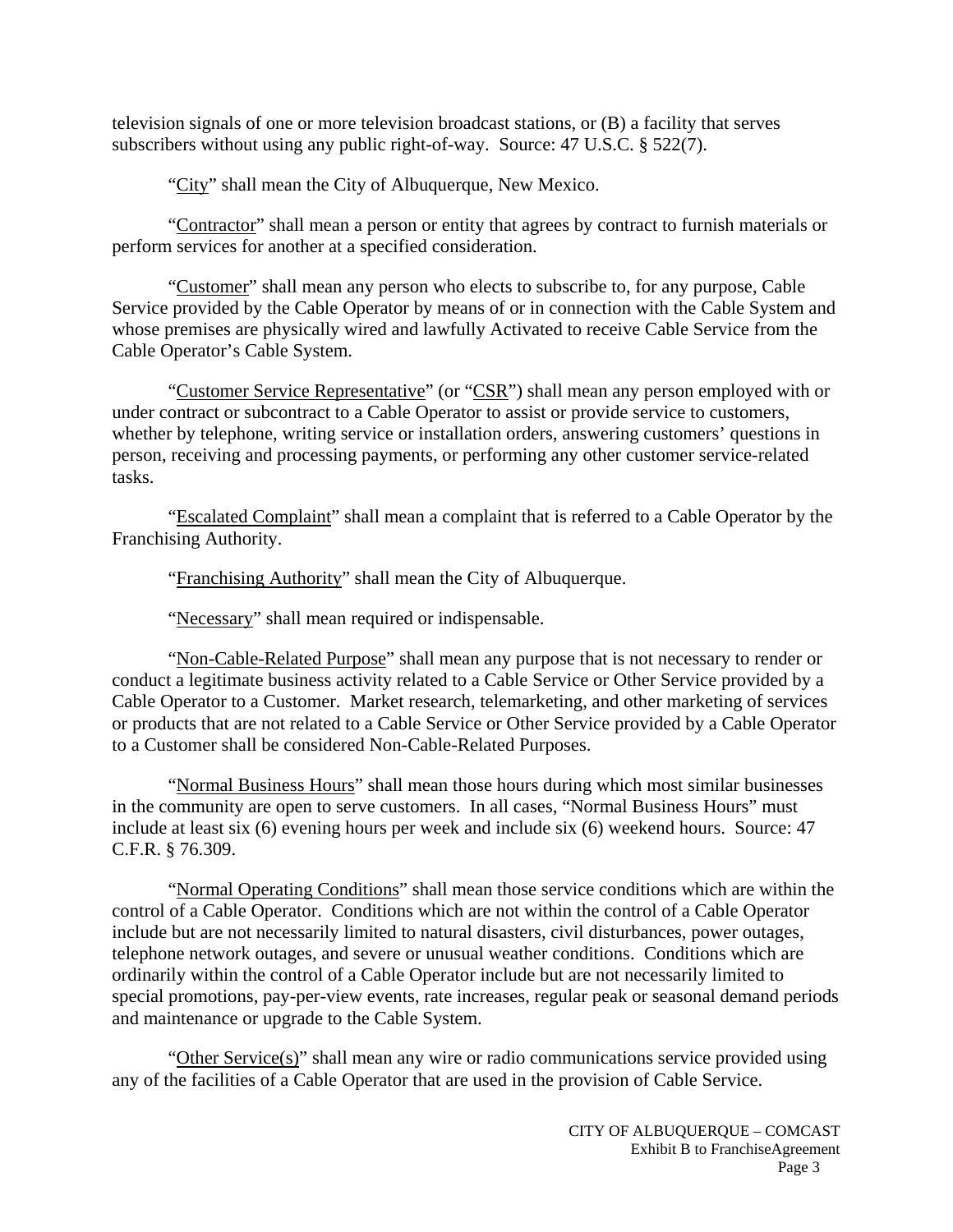television signals of one or more television broadcast stations, or (B) a facility that serves subscribers without using any public right-of-way. Source: 47 U.S.C. § 522(7).

"City" shall mean the City of Albuquerque, New Mexico.

"Contractor" shall mean a person or entity that agrees by contract to furnish materials or perform services for another at a specified consideration.

"Customer" shall mean any person who elects to subscribe to, for any purpose, Cable Service provided by the Cable Operator by means of or in connection with the Cable System and whose premises are physically wired and lawfully Activated to receive Cable Service from the Cable Operator's Cable System.

"Customer Service Representative" (or "CSR") shall mean any person employed with or under contract or subcontract to a Cable Operator to assist or provide service to customers, whether by telephone, writing service or installation orders, answering customers' questions in person, receiving and processing payments, or performing any other customer service-related tasks.

"Escalated Complaint" shall mean a complaint that is referred to a Cable Operator by the Franchising Authority.

"Franchising Authority" shall mean the City of Albuquerque.

"Necessary" shall mean required or indispensable.

"Non-Cable-Related Purpose" shall mean any purpose that is not necessary to render or conduct a legitimate business activity related to a Cable Service or Other Service provided by a Cable Operator to a Customer. Market research, telemarketing, and other marketing of services or products that are not related to a Cable Service or Other Service provided by a Cable Operator to a Customer shall be considered Non-Cable-Related Purposes.

"Normal Business Hours" shall mean those hours during which most similar businesses in the community are open to serve customers. In all cases, "Normal Business Hours" must include at least six (6) evening hours per week and include six (6) weekend hours. Source: 47 C.F.R. § 76.309.

"Normal Operating Conditions" shall mean those service conditions which are within the control of a Cable Operator. Conditions which are not within the control of a Cable Operator include but are not necessarily limited to natural disasters, civil disturbances, power outages, telephone network outages, and severe or unusual weather conditions. Conditions which are ordinarily within the control of a Cable Operator include but are not necessarily limited to special promotions, pay-per-view events, rate increases, regular peak or seasonal demand periods and maintenance or upgrade to the Cable System.

"Other Service(s)" shall mean any wire or radio communications service provided using any of the facilities of a Cable Operator that are used in the provision of Cable Service.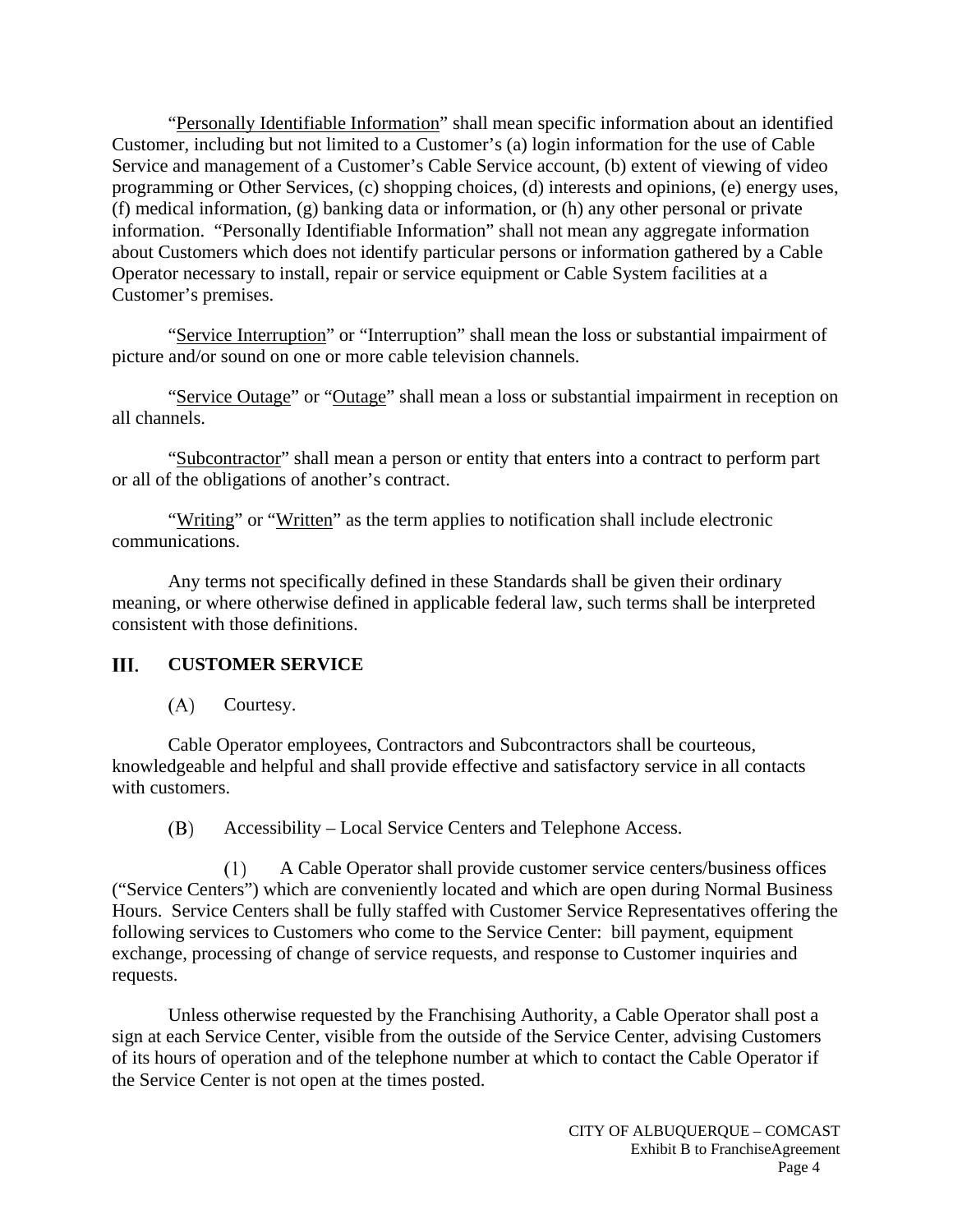"Personally Identifiable Information" shall mean specific information about an identified Customer, including but not limited to a Customer's (a) login information for the use of Cable Service and management of a Customer's Cable Service account, (b) extent of viewing of video programming or Other Services, (c) shopping choices, (d) interests and opinions, (e) energy uses, (f) medical information, (g) banking data or information, or (h) any other personal or private information. "Personally Identifiable Information" shall not mean any aggregate information about Customers which does not identify particular persons or information gathered by a Cable Operator necessary to install, repair or service equipment or Cable System facilities at a Customer's premises.

"Service Interruption" or "Interruption" shall mean the loss or substantial impairment of picture and/or sound on one or more cable television channels.

"Service Outage" or "Outage" shall mean a loss or substantial impairment in reception on all channels.

"Subcontractor" shall mean a person or entity that enters into a contract to perform part or all of the obligations of another's contract.

"Writing" or "Written" as the term applies to notification shall include electronic communications.

Any terms not specifically defined in these Standards shall be given their ordinary meaning, or where otherwise defined in applicable federal law, such terms shall be interpreted consistent with those definitions.

## III. CUSTOMER SERVICE

(A) Courtesy.

Cable Operator employees, Contractors and Subcontractors shall be courteous, knowledgeable and helpful and shall provide effective and satisfactory service in all contacts with customers.

(B) Accessibility – Local Service Centers and Telephone Access.

(1) A Cable Operator shall provide customer service centers/business offices ("Service Centers") which are conveniently located and which are open during Normal Business Hours. Service Centers shall be fully staffed with Customer Service Representatives offering the following services to Customers who come to the Service Center: bill payment, equipment exchange, processing of change of service requests, and response to Customer inquiries and requests.

Unless otherwise requested by the Franchising Authority, a Cable Operator shall post a sign at each Service Center, visible from the outside of the Service Center, advising Customers of its hours of operation and of the telephone number at which to contact the Cable Operator if the Service Center is not open at the times posted.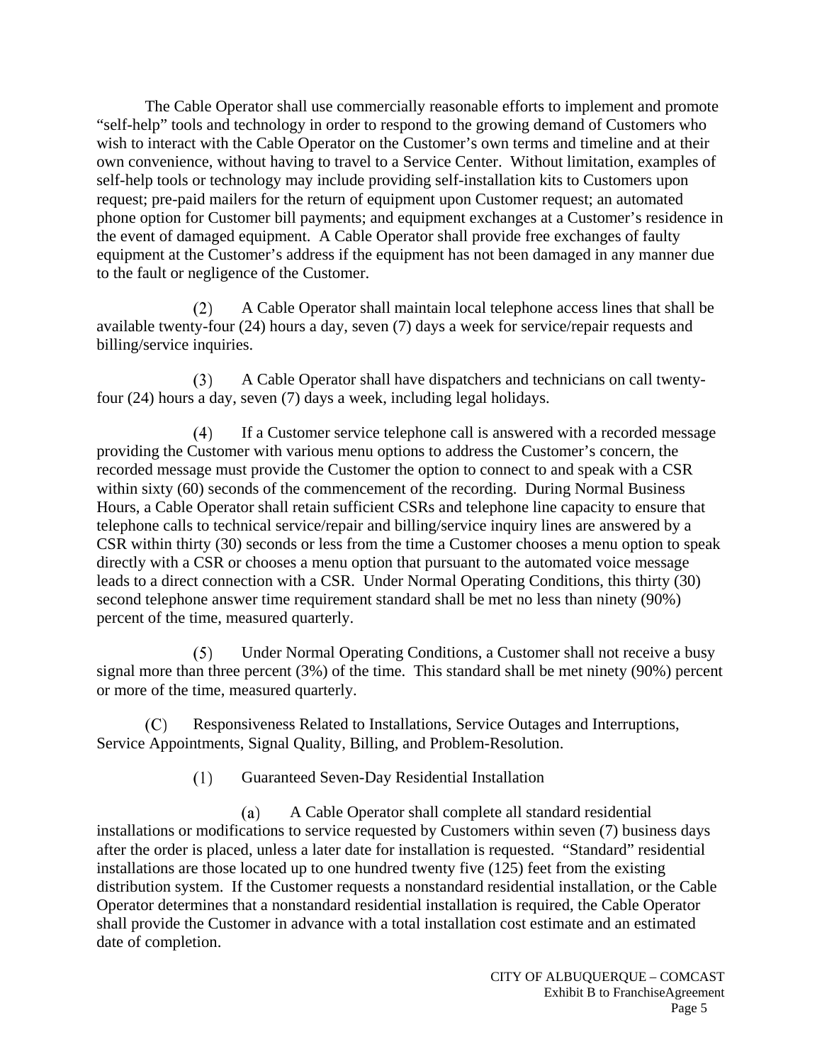The Cable Operator shall use commercially reasonable efforts to implement and promote "self-help" tools and technology in order to respond to the growing demand of Customers who wish to interact with the Cable Operator on the Customer's own terms and timeline and at their own convenience, without having to travel to a Service Center. Without limitation, examples of self-help tools or technology may include providing self-installation kits to Customers upon request; pre-paid mailers for the return of equipment upon Customer request; an automated phone option for Customer bill payments; and equipment exchanges at a Customer's residence in the event of damaged equipment. A Cable Operator shall provide free exchanges of faulty equipment at the Customer's address if the equipment has not been damaged in any manner due to the fault or negligence of the Customer.

(2) A Cable Operator shall maintain local telephone access lines that shall be available twenty-four (24) hours a day, seven (7) days a week for service/repair requests and billing/service inquiries.

(3) A Cable Operator shall have dispatchers and technicians on call twenty-four (24) hours a day, seven (7) days a week, including legal holidays.

(4) If a Customer service telephone call is answered with a recorded message providing the Customer with various menu options to address the Customer's concern, the recorded message must provide the Customer the option to connect to and speak with a CSR within sixty (60) seconds of the commencement of the recording. During Normal Business Hours, a Cable Operator shall retain sufficient CSRs and telephone line capacity to ensure that telephone calls to technical service/repair and billing/service inquiry lines are answered by a CSR within thirty (30) seconds or less from the time a Customer chooses a menu option to speak directly with a CSR or chooses a menu option that pursuant to the automated voice message leads to a direct connection with a CSR. Under Normal Operating Conditions, this thirty (30) second telephone answer time requirement standard shall be met no less than ninety (90%) percent of the time, measured quarterly.

(5) Under Normal Operating Conditions, a Customer shall not receive a busy signal more than three percent (3%) of the time. This standard shall be met ninety (90%) percent or more of the time, measured quarterly.

(C) Responsiveness Related to Installations, Service Outages and Interruptions, Service Appointments, Signal Quality, Billing, and Problem-Resolution.

(1) Guaranteed Seven-Day Residential Installation

(a) A Cable Operator shall complete all standard residential installations or modifications to service requested by Customers within seven (7) business days after the order is placed, unless a later date for installation is requested. "Standard" residential installations are those located up to one hundred twenty five (125) feet from the existing distribution system. If the Customer requests a nonstandard residential installation, or the Cable Operator determines that a nonstandard residential installation is required, the Cable Operator shall provide the Customer in advance with a total installation cost estimate and an estimated date of completion.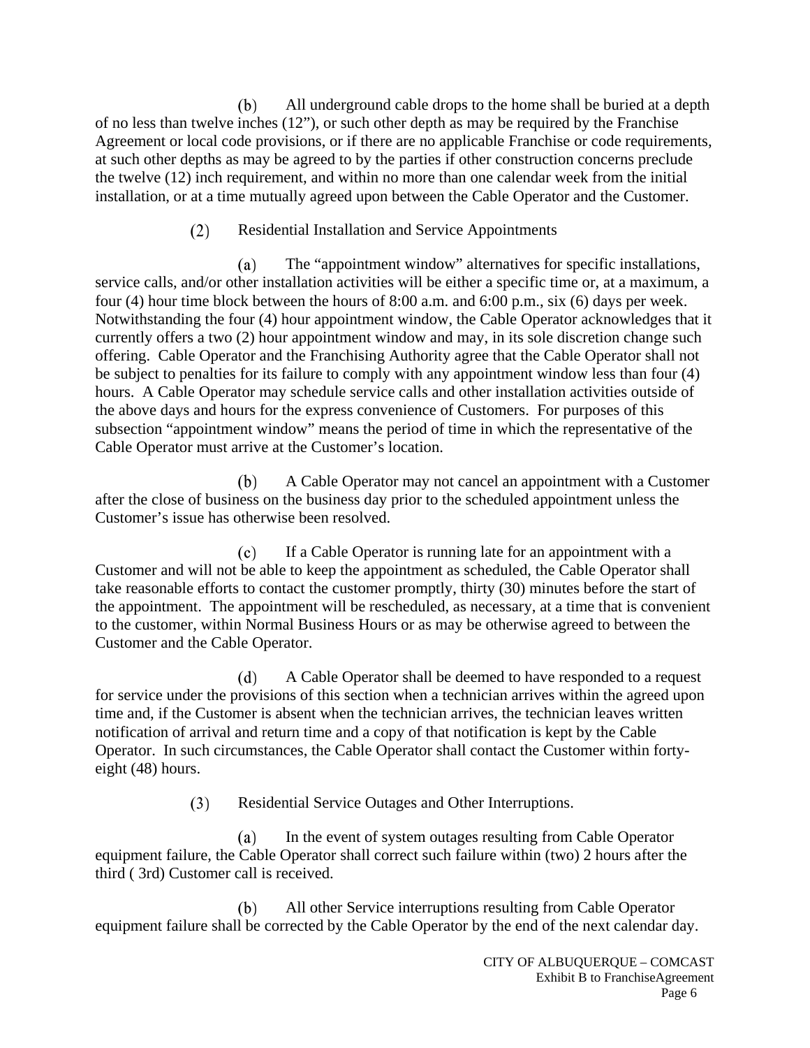(b) All underground cable drops to the home shall be buried at a depth of no less than twelve inches (12"), or such other depth as may be required by the Franchise Agreement or local code provisions, or if there are no applicable Franchise or code requirements, at such other depths as may be agreed to by the parties if other construction concerns preclude the twelve (12) inch requirement, and within no more than one calendar week from the initial installation, or at a time mutually agreed upon between the Cable Operator and the Customer.

(2) Residential Installation and Service Appointments

(a) The "appointment window" alternatives for specific installations, service calls, and/or other installation activities will be either a specific time or, at a maximum, a four (4) hour time block between the hours of 8:00 a.m. and 6:00 p.m., six (6) days per week. Notwithstanding the four (4) hour appointment window, the Cable Operator acknowledges that it currently offers a two (2) hour appointment window and may, in its sole discretion change such offering. Cable Operator and the Franchising Authority agree that the Cable Operator shall not be subject to penalties for its failure to comply with any appointment window less than four (4) hours. A Cable Operator may schedule service calls and other installation activities outside of the above days and hours for the express convenience of Customers. For purposes of this subsection "appointment window" means the period of time in which the representative of the Cable Operator must arrive at the Customer's location.

(b) A Cable Operator may not cancel an appointment with a Customer after the close of business on the business day prior to the scheduled appointment unless the Customer's issue has otherwise been resolved.

(c) If a Cable Operator is running late for an appointment with a Customer and will not be able to keep the appointment as scheduled, the Cable Operator shall take reasonable efforts to contact the customer promptly, thirty (30) minutes before the start of the appointment. The appointment will be rescheduled, as necessary, at a time that is convenient to the customer, within Normal Business Hours or as may be otherwise agreed to between the Customer and the Cable Operator.

(d) A Cable Operator shall be deemed to have responded to a request for service under the provisions of this section when a technician arrives within the agreed upon time and, if the Customer is absent when the technician arrives, the technician leaves written notification of arrival and return time and a copy of that notification is kept by the Cable Operator. In such circumstances, the Cable Operator shall contact the Customer within forty-eight (48) hours.

(3) Residential Service Outages and Other Interruptions.

(a) In the event of system outages resulting from Cable Operator equipment failure, the Cable Operator shall correct such failure within (two) 2 hours after the third ( 3rd) Customer call is received.

(b) All other Service interruptions resulting from Cable Operator equipment failure shall be corrected by the Cable Operator by the end of the next calendar day.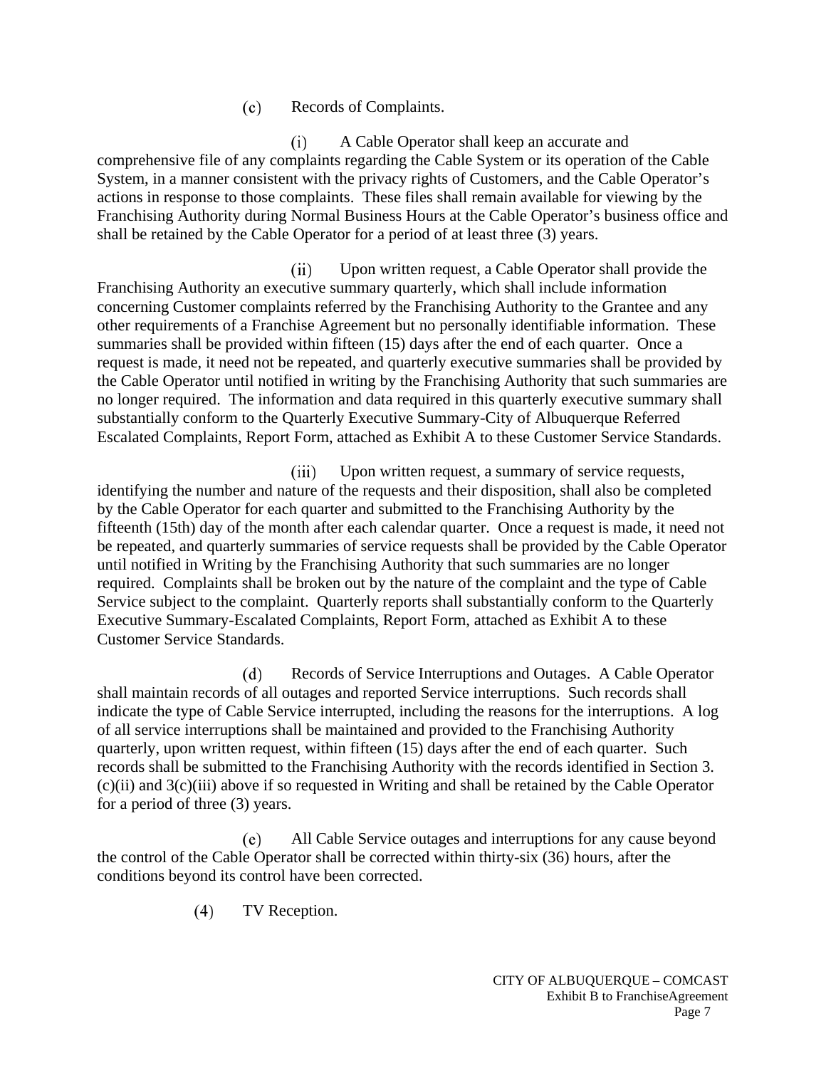(c) Records of Complaints.

(i) A Cable Operator shall keep an accurate and comprehensive file of any complaints regarding the Cable System or its operation of the Cable System, in a manner consistent with the privacy rights of Customers, and the Cable Operator's actions in response to those complaints. These files shall remain available for viewing by the Franchising Authority during Normal Business Hours at the Cable Operator's business office and shall be retained by the Cable Operator for a period of at least three (3) years.

(ii) Upon written request, a Cable Operator shall provide the Franchising Authority an executive summary quarterly, which shall include information concerning Customer complaints referred by the Franchising Authority to the Grantee and any other requirements of a Franchise Agreement but no personally identifiable information. These summaries shall be provided within fifteen (15) days after the end of each quarter. Once a request is made, it need not be repeated, and quarterly executive summaries shall be provided by the Cable Operator until notified in writing by the Franchising Authority that such summaries are no longer required. The information and data required in this quarterly executive summary shall substantially conform to the Quarterly Executive Summary-City of Albuquerque Referred Escalated Complaints, Report Form, attached as Exhibit A to these Customer Service Standards.

(iii) Upon written request, a summary of service requests, identifying the number and nature of the requests and their disposition, shall also be completed by the Cable Operator for each quarter and submitted to the Franchising Authority by the fifteenth (15th) day of the month after each calendar quarter. Once a request is made, it need not be repeated, and quarterly summaries of service requests shall be provided by the Cable Operator until notified in Writing by the Franchising Authority that such summaries are no longer required. Complaints shall be broken out by the nature of the complaint and the type of Cable Service subject to the complaint. Quarterly reports shall substantially conform to the Quarterly Executive Summary-Escalated Complaints, Report Form, attached as Exhibit A to these Customer Service Standards.

(d) Records of Service Interruptions and Outages. A Cable Operator shall maintain records of all outages and reported Service interruptions. Such records shall indicate the type of Cable Service interrupted, including the reasons for the interruptions. A log of all service interruptions shall be maintained and provided to the Franchising Authority quarterly, upon written request, within fifteen (15) days after the end of each quarter. Such records shall be submitted to the Franchising Authority with the records identified in Section 3.(c)(ii) and 3(c)(iii) above if so requested in Writing and shall be retained by the Cable Operator for a period of three (3) years.

(e) All Cable Service outages and interruptions for any cause beyond the control of the Cable Operator shall be corrected within thirty-six (36) hours, after the conditions beyond its control have been corrected.

(4) TV Reception.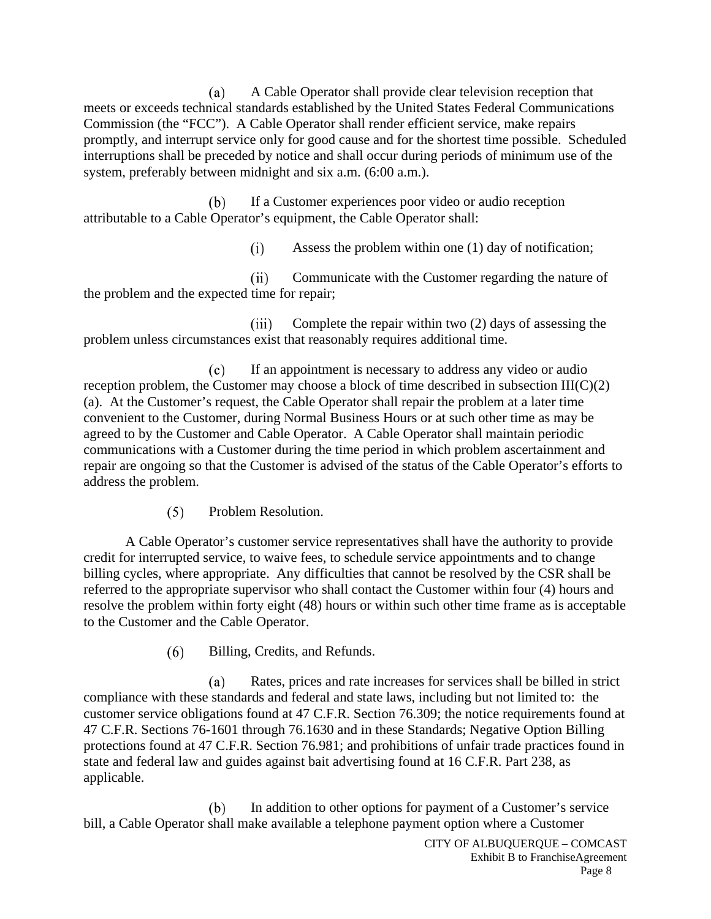(a) A Cable Operator shall provide clear television reception that meets or exceeds technical standards established by the United States Federal Communications Commission (the "FCC"). A Cable Operator shall render efficient service, make repairs promptly, and interrupt service only for good cause and for the shortest time possible. Scheduled interruptions shall be preceded by notice and shall occur during periods of minimum use of the system, preferably between midnight and six a.m. (6:00 a.m.).

(b) If a Customer experiences poor video or audio reception attributable to a Cable Operator's equipment, the Cable Operator shall:

(i) Assess the problem within one (1) day of notification;

(ii) Communicate with the Customer regarding the nature of the problem and the expected time for repair;

(iii) Complete the repair within two (2) days of assessing the problem unless circumstances exist that reasonably requires additional time.

(c) If an appointment is necessary to address any video or audio reception problem, the Customer may choose a block of time described in subsection III(C)(2)(a). At the Customer's request, the Cable Operator shall repair the problem at a later time convenient to the Customer, during Normal Business Hours or at such other time as may be agreed to by the Customer and Cable Operator. A Cable Operator shall maintain periodic communications with a Customer during the time period in which problem ascertainment and repair are ongoing so that the Customer is advised of the status of the Cable Operator's efforts to address the problem.

(5) Problem Resolution.

A Cable Operator's customer service representatives shall have the authority to provide credit for interrupted service, to waive fees, to schedule service appointments and to change billing cycles, where appropriate. Any difficulties that cannot be resolved by the CSR shall be referred to the appropriate supervisor who shall contact the Customer within four (4) hours and resolve the problem within forty eight (48) hours or within such other time frame as is acceptable to the Customer and the Cable Operator.

(6) Billing, Credits, and Refunds.

(a) Rates, prices and rate increases for services shall be billed in strict compliance with these standards and federal and state laws, including but not limited to: the customer service obligations found at 47 C.F.R. Section 76.309; the notice requirements found at 47 C.F.R. Sections 76-1601 through 76.1630 and in these Standards; Negative Option Billing protections found at 47 C.F.R. Section 76.981; and prohibitions of unfair trade practices found in state and federal law and guides against bait advertising found at 16 C.F.R. Part 238, as applicable.

(b) In addition to other options for payment of a Customer's service bill, a Cable Operator shall make available a telephone payment option where a Customer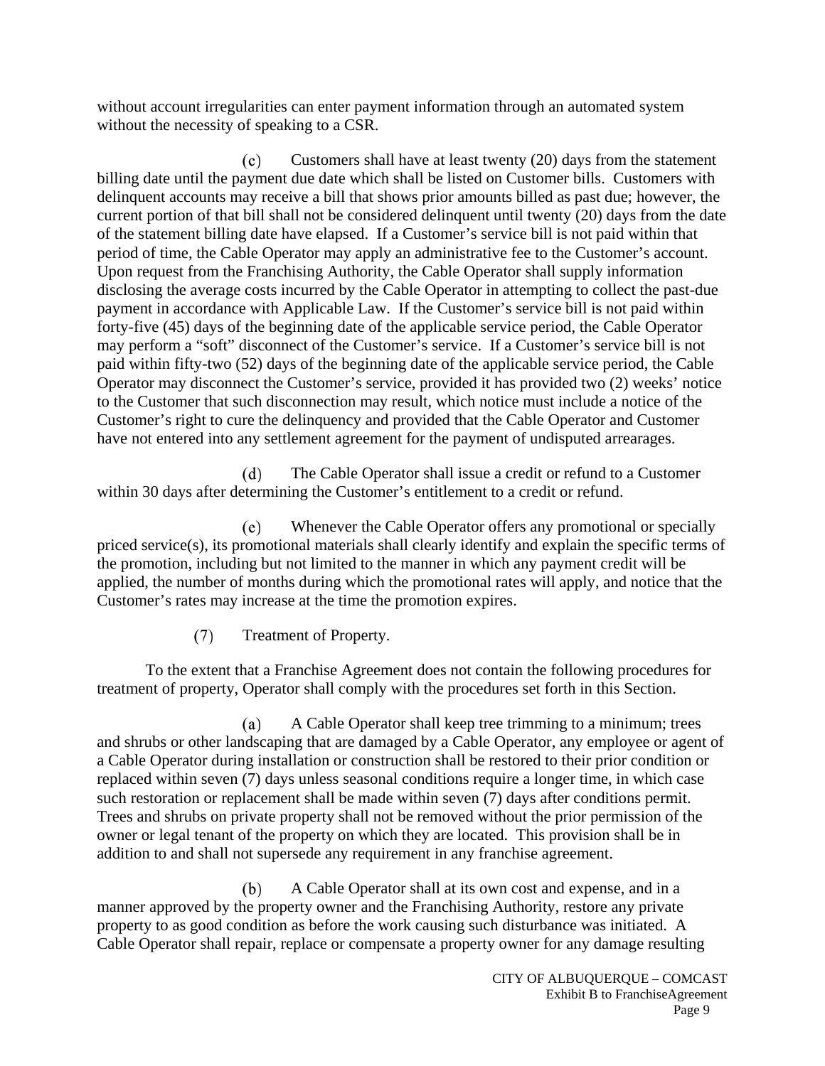without account irregularities can enter payment information through an automated system without the necessity of speaking to a CSR.

(c) Customers shall have at least twenty (20) days from the statement billing date until the payment due date which shall be listed on Customer bills. Customers with delinquent accounts may receive a bill that shows prior amounts billed as past due; however, the current portion of that bill shall not be considered delinquent until twenty (20) days from the date of the statement billing date have elapsed. If a Customer's service bill is not paid within that period of time, the Cable Operator may apply an administrative fee to the Customer's account. Upon request from the Franchising Authority, the Cable Operator shall supply information disclosing the average costs incurred by the Cable Operator in attempting to collect the past-due payment in accordance with Applicable Law. If the Customer's service bill is not paid within forty-five (45) days of the beginning date of the applicable service period, the Cable Operator may perform a "soft" disconnect of the Customer's service. If a Customer's service bill is not paid within fifty-two (52) days of the beginning date of the applicable service period, the Cable Operator may disconnect the Customer's service, provided it has provided two (2) weeks' notice to the Customer that such disconnection may result, which notice must include a notice of the Customer's right to cure the delinquency and provided that the Cable Operator and Customer have not entered into any settlement agreement for the payment of undisputed arrearages.

(d) The Cable Operator shall issue a credit or refund to a Customer within 30 days after determining the Customer's entitlement to a credit or refund.

(e) Whenever the Cable Operator offers any promotional or specially priced service(s), its promotional materials shall clearly identify and explain the specific terms of the promotion, including but not limited to the manner in which any payment credit will be applied, the number of months during which the promotional rates will apply, and notice that the Customer's rates may increase at the time the promotion expires.

(7) Treatment of Property.

To the extent that a Franchise Agreement does not contain the following procedures for treatment of property, Operator shall comply with the procedures set forth in this Section.

(a) A Cable Operator shall keep tree trimming to a minimum; trees and shrubs or other landscaping that are damaged by a Cable Operator, any employee or agent of a Cable Operator during installation or construction shall be restored to their prior condition or replaced within seven (7) days unless seasonal conditions require a longer time, in which case such restoration or replacement shall be made within seven (7) days after conditions permit. Trees and shrubs on private property shall not be removed without the prior permission of the owner or legal tenant of the property on which they are located. This provision shall be in addition to and shall not supersede any requirement in any franchise agreement.

(b) A Cable Operator shall at its own cost and expense, and in a manner approved by the property owner and the Franchising Authority, restore any private property to as good condition as before the work causing such disturbance was initiated. A Cable Operator shall repair, replace or compensate a property owner for any damage resulting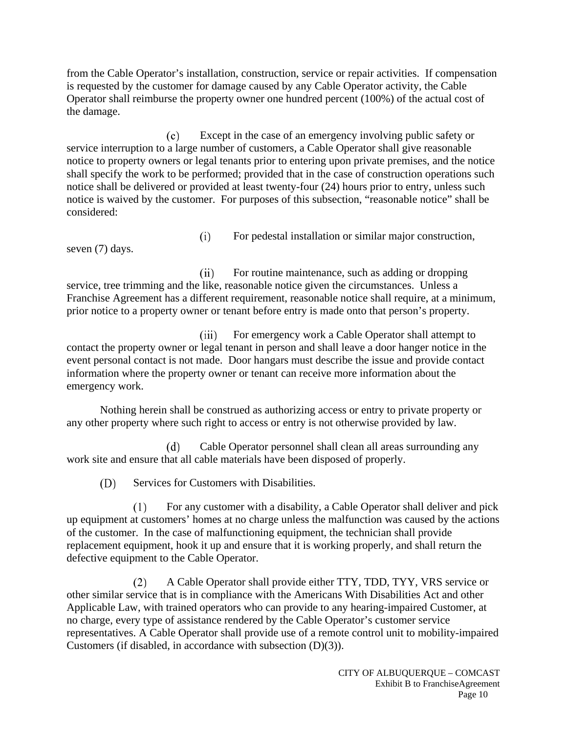from the Cable Operator's installation, construction, service or repair activities. If compensation is requested by the customer for damage caused by any Cable Operator activity, the Cable Operator shall reimburse the property owner one hundred percent (100%) of the actual cost of the damage.

(c) Except in the case of an emergency involving public safety or service interruption to a large number of customers, a Cable Operator shall give reasonable notice to property owners or legal tenants prior to entering upon private premises, and the notice shall specify the work to be performed; provided that in the case of construction operations such notice shall be delivered or provided at least twenty-four (24) hours prior to entry, unless such notice is waived by the customer. For purposes of this subsection, "reasonable notice" shall be considered:

(i) For pedestal installation or similar major construction, seven (7) days.

(ii) For routine maintenance, such as adding or dropping service, tree trimming and the like, reasonable notice given the circumstances. Unless a Franchise Agreement has a different requirement, reasonable notice shall require, at a minimum, prior notice to a property owner or tenant before entry is made onto that person's property.

(iii) For emergency work a Cable Operator shall attempt to contact the property owner or legal tenant in person and shall leave a door hanger notice in the event personal contact is not made. Door hangars must describe the issue and provide contact information where the property owner or tenant can receive more information about the emergency work.

Nothing herein shall be construed as authorizing access or entry to private property or any other property where such right to access or entry is not otherwise provided by law.

(d) Cable Operator personnel shall clean all areas surrounding any work site and ensure that all cable materials have been disposed of properly.

(D) Services for Customers with Disabilities.

(1) For any customer with a disability, a Cable Operator shall deliver and pick up equipment at customers' homes at no charge unless the malfunction was caused by the actions of the customer. In the case of malfunctioning equipment, the technician shall provide replacement equipment, hook it up and ensure that it is working properly, and shall return the defective equipment to the Cable Operator.

(2) A Cable Operator shall provide either TTY, TDD, TYY, VRS service or other similar service that is in compliance with the Americans With Disabilities Act and other Applicable Law, with trained operators who can provide to any hearing-impaired Customer, at no charge, every type of assistance rendered by the Cable Operator's customer service representatives. A Cable Operator shall provide use of a remote control unit to mobility-impaired Customers (if disabled, in accordance with subsection (D)(3)).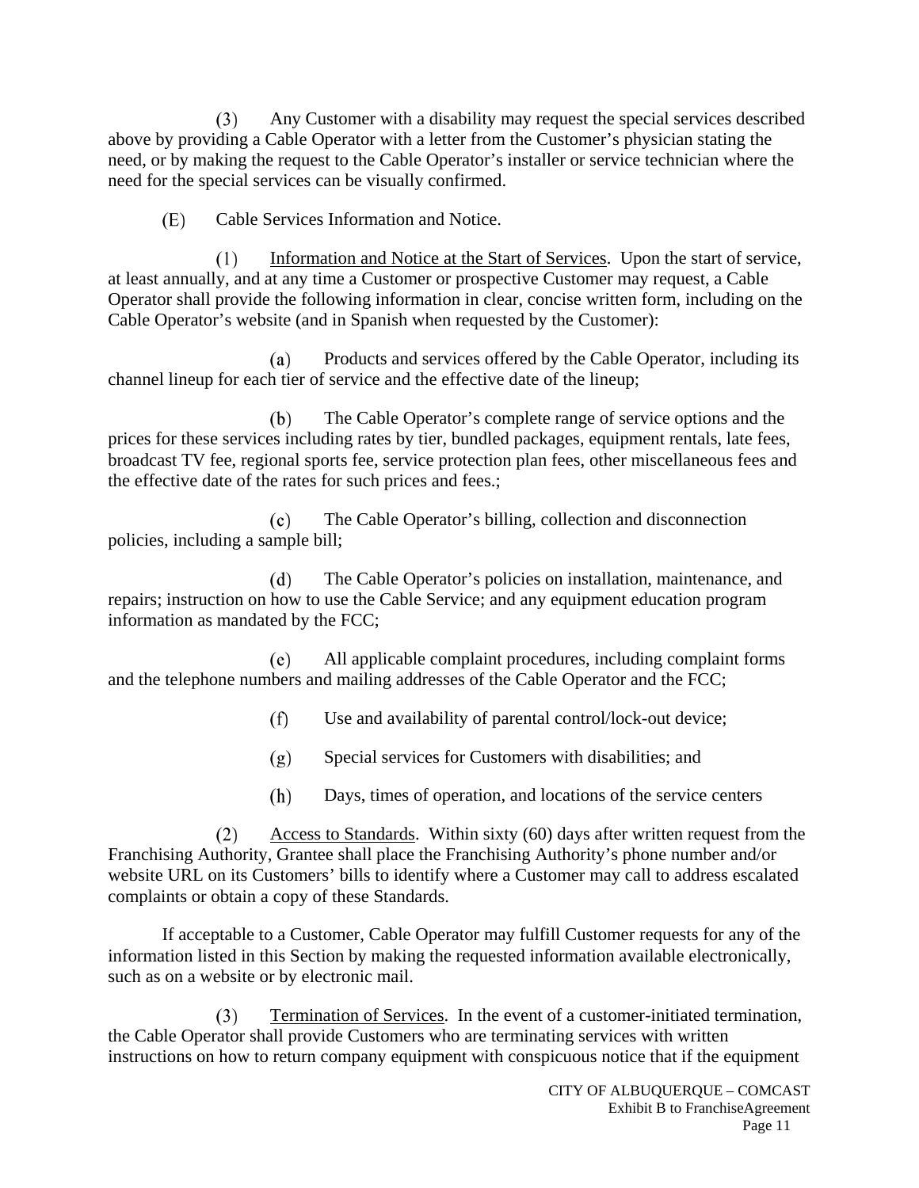(3) Any Customer with a disability may request the special services described above by providing a Cable Operator with a letter from the Customer's physician stating the need, or by making the request to the Cable Operator's installer or service technician where the need for the special services can be visually confirmed.

(E) Cable Services Information and Notice.

(1) Information and Notice at the Start of Services. Upon the start of service, at least annually, and at any time a Customer or prospective Customer may request, a Cable Operator shall provide the following information in clear, concise written form, including on the Cable Operator's website (and in Spanish when requested by the Customer):

(a) Products and services offered by the Cable Operator, including its channel lineup for each tier of service and the effective date of the lineup;

(b) The Cable Operator's complete range of service options and the prices for these services including rates by tier, bundled packages, equipment rentals, late fees, broadcast TV fee, regional sports fee, service protection plan fees, other miscellaneous fees and the effective date of the rates for such prices and fees.;

(c) The Cable Operator's billing, collection and disconnection policies, including a sample bill;

(d) The Cable Operator's policies on installation, maintenance, and repairs; instruction on how to use the Cable Service; and any equipment education program information as mandated by the FCC;

(e) All applicable complaint procedures, including complaint forms and the telephone numbers and mailing addresses of the Cable Operator and the FCC;

(f) Use and availability of parental control/lock-out device;

(g) Special services for Customers with disabilities; and

(h) Days, times of operation, and locations of the service centers

(2) Access to Standards. Within sixty (60) days after written request from the Franchising Authority, Grantee shall place the Franchising Authority's phone number and/or website URL on its Customers' bills to identify where a Customer may call to address escalated complaints or obtain a copy of these Standards.

If acceptable to a Customer, Cable Operator may fulfill Customer requests for any of the information listed in this Section by making the requested information available electronically, such as on a website or by electronic mail.

(3) Termination of Services. In the event of a customer-initiated termination, the Cable Operator shall provide Customers who are terminating services with written instructions on how to return company equipment with conspicuous notice that if the equipment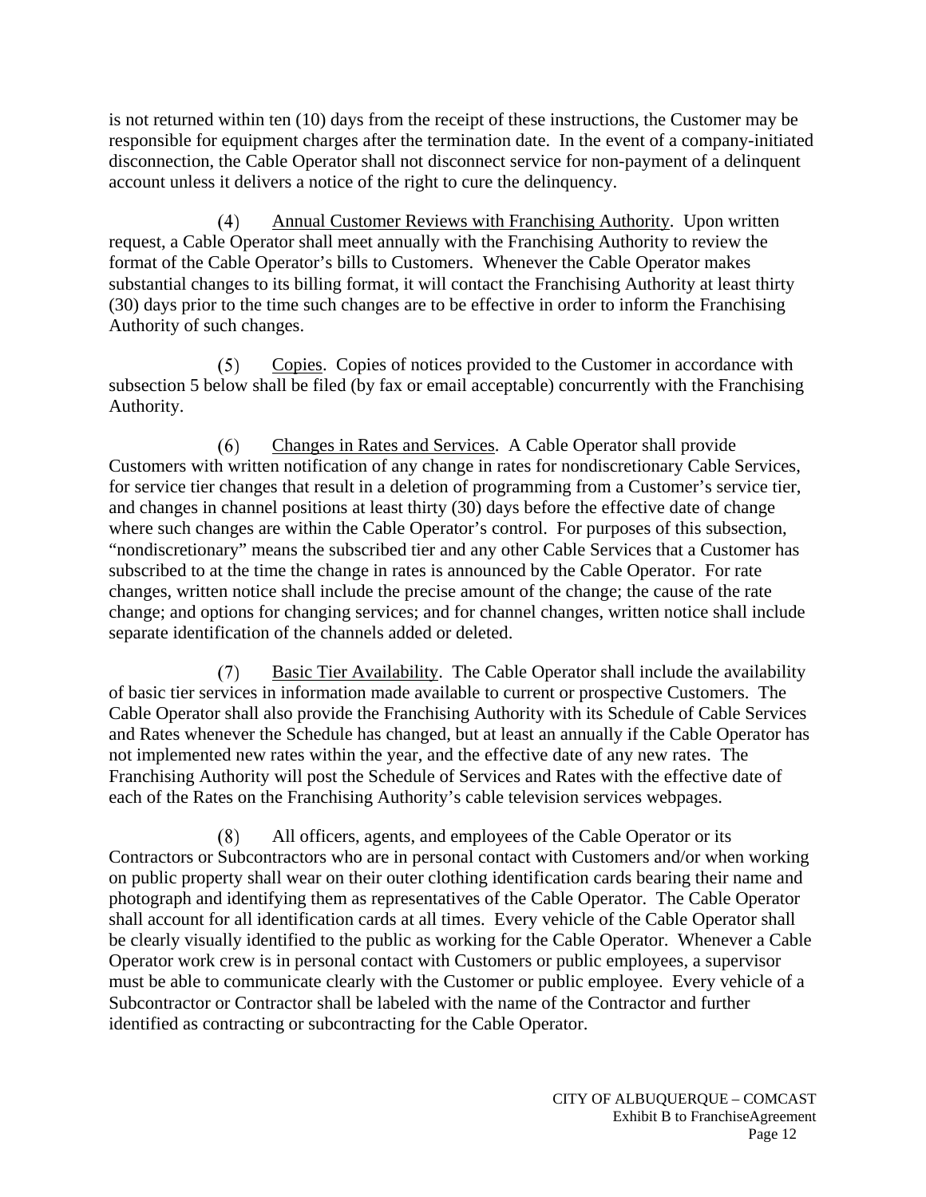is not returned within ten (10) days from the receipt of these instructions, the Customer may be responsible for equipment charges after the termination date. In the event of a company-initiated disconnection, the Cable Operator shall not disconnect service for non-payment of a delinquent account unless it delivers a notice of the right to cure the delinquency.

(4) Annual Customer Reviews with Franchising Authority. Upon written request, a Cable Operator shall meet annually with the Franchising Authority to review the format of the Cable Operator's bills to Customers. Whenever the Cable Operator makes substantial changes to its billing format, it will contact the Franchising Authority at least thirty (30) days prior to the time such changes are to be effective in order to inform the Franchising Authority of such changes.

(5) Copies. Copies of notices provided to the Customer in accordance with subsection 5 below shall be filed (by fax or email acceptable) concurrently with the Franchising Authority.

(6) Changes in Rates and Services. A Cable Operator shall provide Customers with written notification of any change in rates for nondiscretionary Cable Services, for service tier changes that result in a deletion of programming from a Customer's service tier, and changes in channel positions at least thirty (30) days before the effective date of change where such changes are within the Cable Operator's control. For purposes of this subsection, "nondiscretionary" means the subscribed tier and any other Cable Services that a Customer has subscribed to at the time the change in rates is announced by the Cable Operator. For rate changes, written notice shall include the precise amount of the change; the cause of the rate change; and options for changing services; and for channel changes, written notice shall include separate identification of the channels added or deleted.

(7) Basic Tier Availability. The Cable Operator shall include the availability of basic tier services in information made available to current or prospective Customers. The Cable Operator shall also provide the Franchising Authority with its Schedule of Cable Services and Rates whenever the Schedule has changed, but at least an annually if the Cable Operator has not implemented new rates within the year, and the effective date of any new rates. The Franchising Authority will post the Schedule of Services and Rates with the effective date of each of the Rates on the Franchising Authority's cable television services webpages.

(8) All officers, agents, and employees of the Cable Operator or its Contractors or Subcontractors who are in personal contact with Customers and/or when working on public property shall wear on their outer clothing identification cards bearing their name and photograph and identifying them as representatives of the Cable Operator. The Cable Operator shall account for all identification cards at all times. Every vehicle of the Cable Operator shall be clearly visually identified to the public as working for the Cable Operator. Whenever a Cable Operator work crew is in personal contact with Customers or public employees, a supervisor must be able to communicate clearly with the Customer or public employee. Every vehicle of a Subcontractor or Contractor shall be labeled with the name of the Contractor and further identified as contracting or subcontracting for the Cable Operator.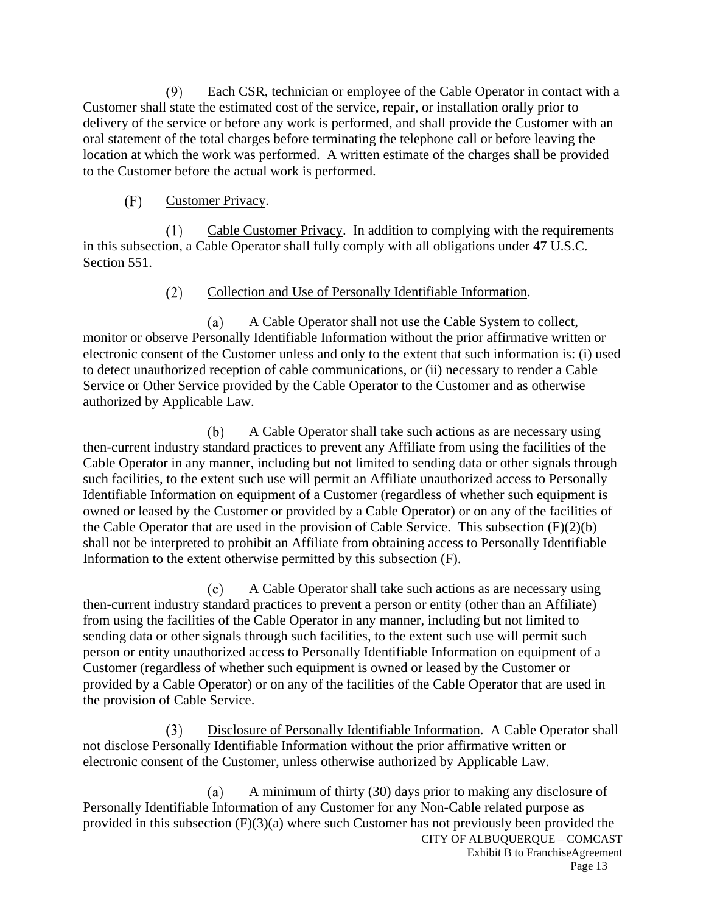(9) Each CSR, technician or employee of the Cable Operator in contact with a Customer shall state the estimated cost of the service, repair, or installation orally prior to delivery of the service or before any work is performed, and shall provide the Customer with an oral statement of the total charges before terminating the telephone call or before leaving the location at which the work was performed. A written estimate of the charges shall be provided to the Customer before the actual work is performed.

(F) Customer Privacy.

(1) Cable Customer Privacy. In addition to complying with the requirements in this subsection, a Cable Operator shall fully comply with all obligations under 47 U.S.C. Section 551.

(2) Collection and Use of Personally Identifiable Information.

(a) A Cable Operator shall not use the Cable System to collect, monitor or observe Personally Identifiable Information without the prior affirmative written or electronic consent of the Customer unless and only to the extent that such information is: (i) used to detect unauthorized reception of cable communications, or (ii) necessary to render a Cable Service or Other Service provided by the Cable Operator to the Customer and as otherwise authorized by Applicable Law.

(b) A Cable Operator shall take such actions as are necessary using then-current industry standard practices to prevent any Affiliate from using the facilities of the Cable Operator in any manner, including but not limited to sending data or other signals through such facilities, to the extent such use will permit an Affiliate unauthorized access to Personally Identifiable Information on equipment of a Customer (regardless of whether such equipment is owned or leased by the Customer or provided by a Cable Operator) or on any of the facilities of the Cable Operator that are used in the provision of Cable Service. This subsection (F)(2)(b) shall not be interpreted to prohibit an Affiliate from obtaining access to Personally Identifiable Information to the extent otherwise permitted by this subsection (F).

(c) A Cable Operator shall take such actions as are necessary using then-current industry standard practices to prevent a person or entity (other than an Affiliate) from using the facilities of the Cable Operator in any manner, including but not limited to sending data or other signals through such facilities, to the extent such use will permit such person or entity unauthorized access to Personally Identifiable Information on equipment of a Customer (regardless of whether such equipment is owned or leased by the Customer or provided by a Cable Operator) or on any of the facilities of the Cable Operator that are used in the provision of Cable Service.

(3) Disclosure of Personally Identifiable Information. A Cable Operator shall not disclose Personally Identifiable Information without the prior affirmative written or electronic consent of the Customer, unless otherwise authorized by Applicable Law.

(a) A minimum of thirty (30) days prior to making any disclosure of Personally Identifiable Information of any Customer for any Non-Cable related purpose as provided in this subsection (F)(3)(a) where such Customer has not previously been provided the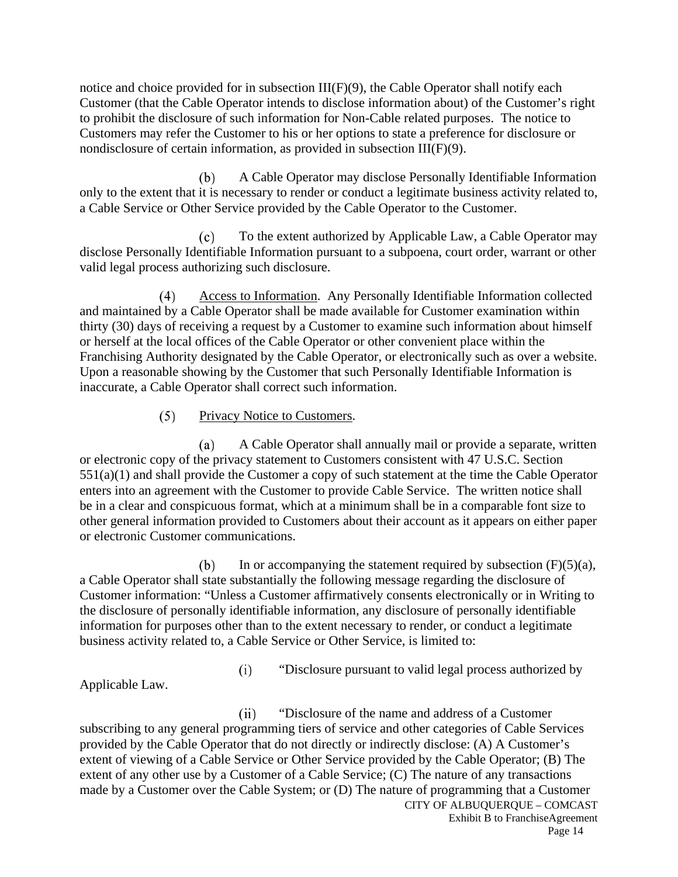notice and choice provided for in subsection III(F)(9), the Cable Operator shall notify each Customer (that the Cable Operator intends to disclose information about) of the Customer's right to prohibit the disclosure of such information for Non-Cable related purposes. The notice to Customers may refer the Customer to his or her options to state a preference for disclosure or nondisclosure of certain information, as provided in subsection III(F)(9).

(b) A Cable Operator may disclose Personally Identifiable Information only to the extent that it is necessary to render or conduct a legitimate business activity related to, a Cable Service or Other Service provided by the Cable Operator to the Customer.

(c) To the extent authorized by Applicable Law, a Cable Operator may disclose Personally Identifiable Information pursuant to a subpoena, court order, warrant or other valid legal process authorizing such disclosure.

(4) Access to Information. Any Personally Identifiable Information collected and maintained by a Cable Operator shall be made available for Customer examination within thirty (30) days of receiving a request by a Customer to examine such information about himself or herself at the local offices of the Cable Operator or other convenient place within the Franchising Authority designated by the Cable Operator, or electronically such as over a website. Upon a reasonable showing by the Customer that such Personally Identifiable Information is inaccurate, a Cable Operator shall correct such information.

(5) Privacy Notice to Customers.

(a) A Cable Operator shall annually mail or provide a separate, written or electronic copy of the privacy statement to Customers consistent with 47 U.S.C. Section 551(a)(1) and shall provide the Customer a copy of such statement at the time the Cable Operator enters into an agreement with the Customer to provide Cable Service. The written notice shall be in a clear and conspicuous format, which at a minimum shall be in a comparable font size to other general information provided to Customers about their account as it appears on either paper or electronic Customer communications.

(b) In or accompanying the statement required by subsection (F)(5)(a), a Cable Operator shall state substantially the following message regarding the disclosure of Customer information: "Unless a Customer affirmatively consents electronically or in Writing to the disclosure of personally identifiable information, any disclosure of personally identifiable information for purposes other than to the extent necessary to render, or conduct a legitimate business activity related to, a Cable Service or Other Service, is limited to:

(i) "Disclosure pursuant to valid legal process authorized by Applicable Law.

(ii) "Disclosure of the name and address of a Customer subscribing to any general programming tiers of service and other categories of Cable Services provided by the Cable Operator that do not directly or indirectly disclose: (A) A Customer's extent of viewing of a Cable Service or Other Service provided by the Cable Operator; (B) The extent of any other use by a Customer of a Cable Service; (C) The nature of any transactions made by a Customer over the Cable System; or (D) The nature of programming that a Customer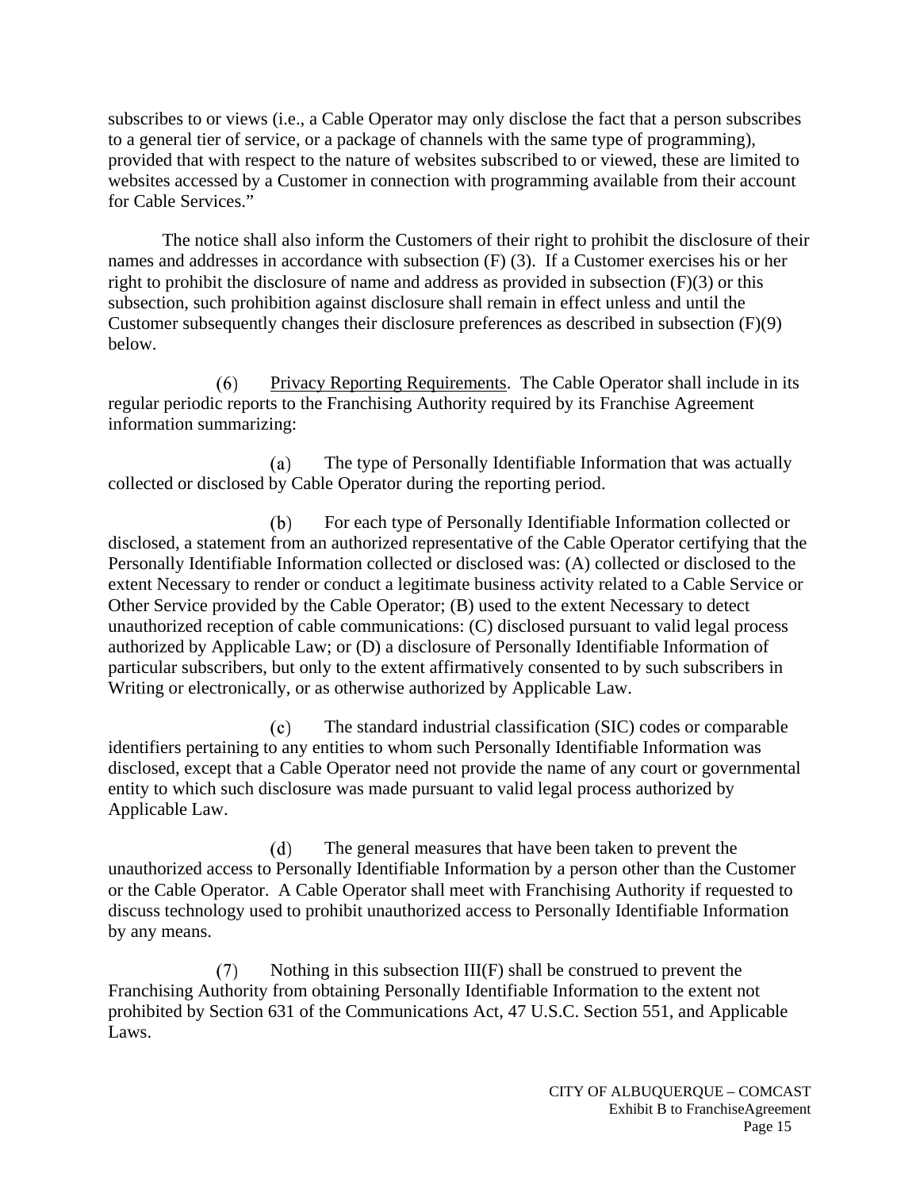subscribes to or views (i.e., a Cable Operator may only disclose the fact that a person subscribes to a general tier of service, or a package of channels with the same type of programming), provided that with respect to the nature of websites subscribed to or viewed, these are limited to websites accessed by a Customer in connection with programming available from their account for Cable Services."

The notice shall also inform the Customers of their right to prohibit the disclosure of their names and addresses in accordance with subsection (F) (3). If a Customer exercises his or her right to prohibit the disclosure of name and address as provided in subsection (F)(3) or this subsection, such prohibition against disclosure shall remain in effect unless and until the Customer subsequently changes their disclosure preferences as described in subsection (F)(9) below.

(6) Privacy Reporting Requirements. The Cable Operator shall include in its regular periodic reports to the Franchising Authority required by its Franchise Agreement information summarizing:

(a) The type of Personally Identifiable Information that was actually collected or disclosed by Cable Operator during the reporting period.

(b) For each type of Personally Identifiable Information collected or disclosed, a statement from an authorized representative of the Cable Operator certifying that the Personally Identifiable Information collected or disclosed was: (A) collected or disclosed to the extent Necessary to render or conduct a legitimate business activity related to a Cable Service or Other Service provided by the Cable Operator; (B) used to the extent Necessary to detect unauthorized reception of cable communications: (C) disclosed pursuant to valid legal process authorized by Applicable Law; or (D) a disclosure of Personally Identifiable Information of particular subscribers, but only to the extent affirmatively consented to by such subscribers in Writing or electronically, or as otherwise authorized by Applicable Law.

(c) The standard industrial classification (SIC) codes or comparable identifiers pertaining to any entities to whom such Personally Identifiable Information was disclosed, except that a Cable Operator need not provide the name of any court or governmental entity to which such disclosure was made pursuant to valid legal process authorized by Applicable Law.

(d) The general measures that have been taken to prevent the unauthorized access to Personally Identifiable Information by a person other than the Customer or the Cable Operator. A Cable Operator shall meet with Franchising Authority if requested to discuss technology used to prohibit unauthorized access to Personally Identifiable Information by any means.

(7) Nothing in this subsection III(F) shall be construed to prevent the Franchising Authority from obtaining Personally Identifiable Information to the extent not prohibited by Section 631 of the Communications Act, 47 U.S.C. Section 551, and Applicable Laws.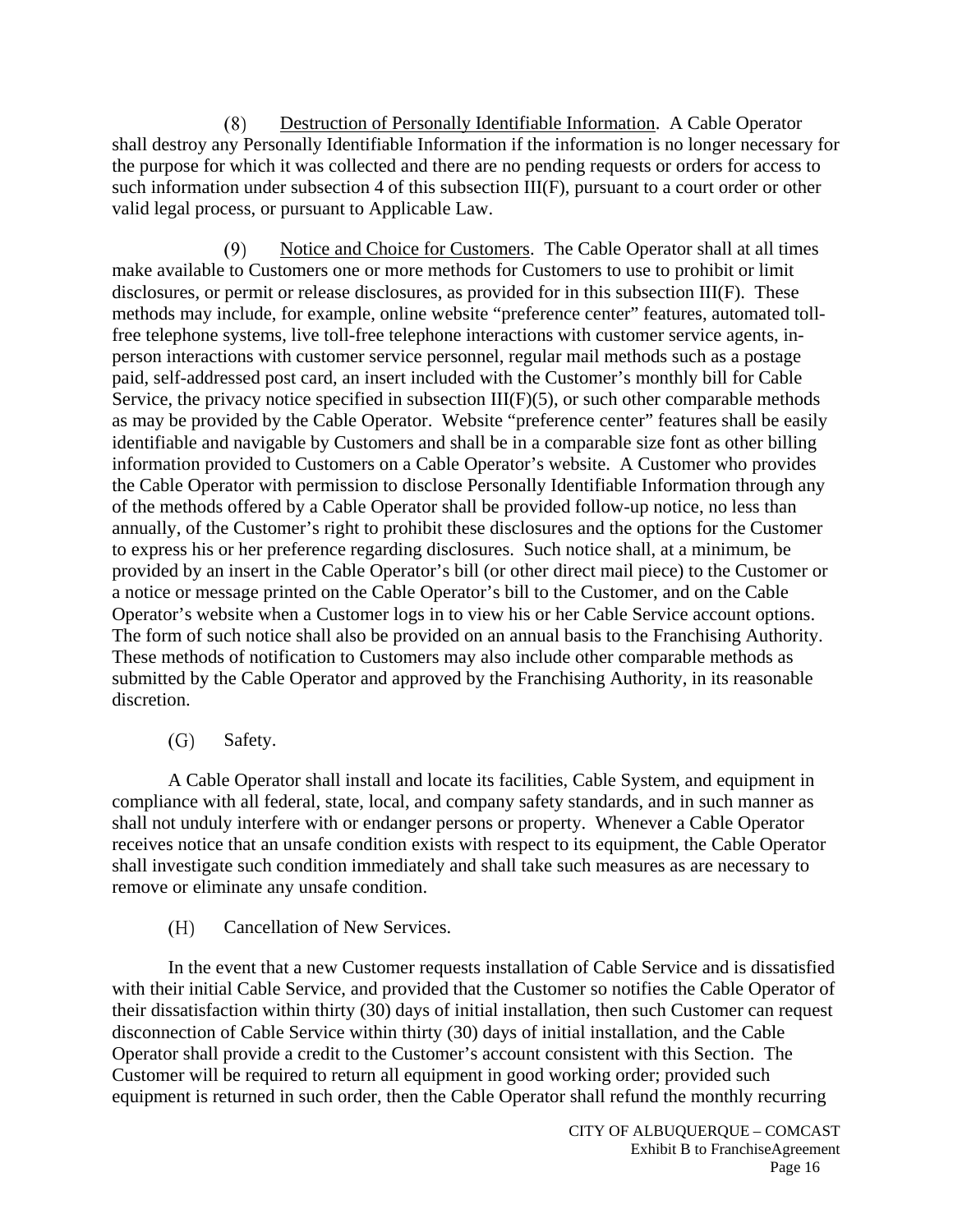(8) Destruction of Personally Identifiable Information. A Cable Operator shall destroy any Personally Identifiable Information if the information is no longer necessary for the purpose for which it was collected and there are no pending requests or orders for access to such information under subsection 4 of this subsection III(F), pursuant to a court order or other valid legal process, or pursuant to Applicable Law.

(9) Notice and Choice for Customers. The Cable Operator shall at all times make available to Customers one or more methods for Customers to use to prohibit or limit disclosures, or permit or release disclosures, as provided for in this subsection III(F). These methods may include, for example, online website "preference center" features, automated toll-free telephone systems, live toll-free telephone interactions with customer service agents, in-person interactions with customer service personnel, regular mail methods such as a postage paid, self-addressed post card, an insert included with the Customer's monthly bill for Cable Service, the privacy notice specified in subsection III(F)(5), or such other comparable methods as may be provided by the Cable Operator. Website "preference center" features shall be easily identifiable and navigable by Customers and shall be in a comparable size font as other billing information provided to Customers on a Cable Operator's website. A Customer who provides the Cable Operator with permission to disclose Personally Identifiable Information through any of the methods offered by a Cable Operator shall be provided follow-up notice, no less than annually, of the Customer's right to prohibit these disclosures and the options for the Customer to express his or her preference regarding disclosures. Such notice shall, at a minimum, be provided by an insert in the Cable Operator's bill (or other direct mail piece) to the Customer or a notice or message printed on the Cable Operator's bill to the Customer, and on the Cable Operator's website when a Customer logs in to view his or her Cable Service account options. The form of such notice shall also be provided on an annual basis to the Franchising Authority. These methods of notification to Customers may also include other comparable methods as submitted by the Cable Operator and approved by the Franchising Authority, in its reasonable discretion.

(G) Safety.

A Cable Operator shall install and locate its facilities, Cable System, and equipment in compliance with all federal, state, local, and company safety standards, and in such manner as shall not unduly interfere with or endanger persons or property. Whenever a Cable Operator receives notice that an unsafe condition exists with respect to its equipment, the Cable Operator shall investigate such condition immediately and shall take such measures as are necessary to remove or eliminate any unsafe condition.

(H) Cancellation of New Services.

In the event that a new Customer requests installation of Cable Service and is dissatisfied with their initial Cable Service, and provided that the Customer so notifies the Cable Operator of their dissatisfaction within thirty (30) days of initial installation, then such Customer can request disconnection of Cable Service within thirty (30) days of initial installation, and the Cable Operator shall provide a credit to the Customer's account consistent with this Section. The Customer will be required to return all equipment in good working order; provided such equipment is returned in such order, then the Cable Operator shall refund the monthly recurring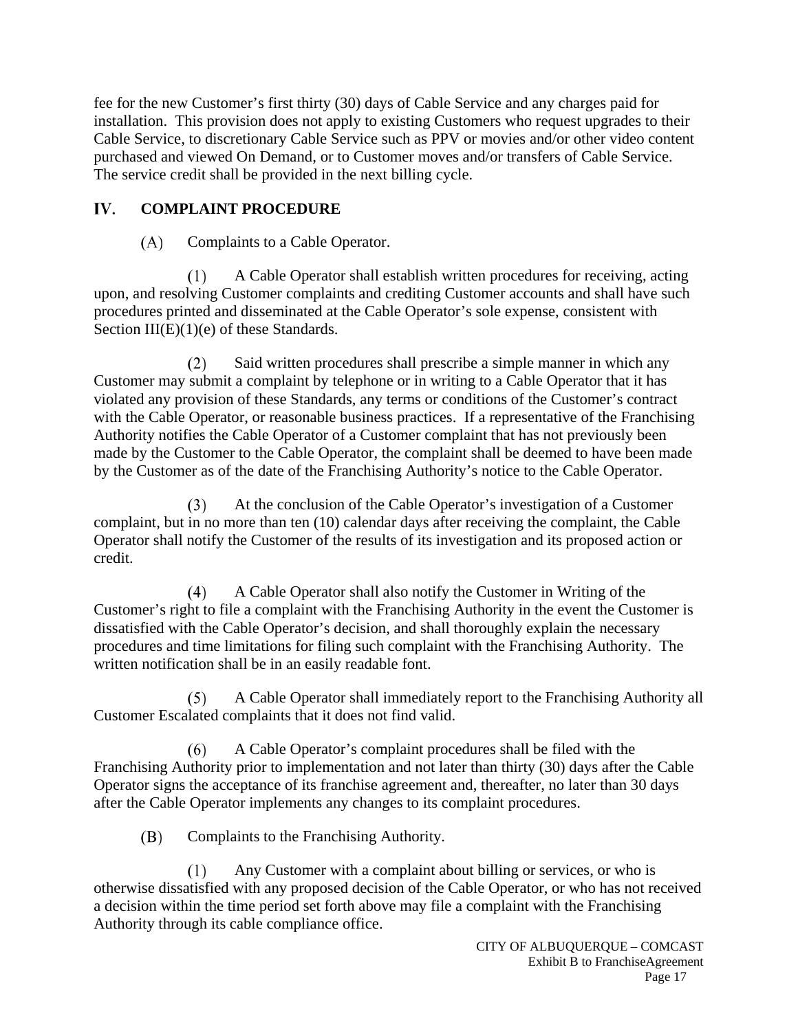fee for the new Customer's first thirty (30) days of Cable Service and any charges paid for installation. This provision does not apply to existing Customers who request upgrades to their Cable Service, to discretionary Cable Service such as PPV or movies and/or other video content purchased and viewed On Demand, or to Customer moves and/or transfers of Cable Service. The service credit shall be provided in the next billing cycle.

## IV. COMPLAINT PROCEDURE

(A) Complaints to a Cable Operator.

(1) A Cable Operator shall establish written procedures for receiving, acting upon, and resolving Customer complaints and crediting Customer accounts and shall have such procedures printed and disseminated at the Cable Operator's sole expense, consistent with Section III(E)(1)(e) of these Standards.

(2) Said written procedures shall prescribe a simple manner in which any Customer may submit a complaint by telephone or in writing to a Cable Operator that it has violated any provision of these Standards, any terms or conditions of the Customer's contract with the Cable Operator, or reasonable business practices. If a representative of the Franchising Authority notifies the Cable Operator of a Customer complaint that has not previously been made by the Customer to the Cable Operator, the complaint shall be deemed to have been made by the Customer as of the date of the Franchising Authority's notice to the Cable Operator.

(3) At the conclusion of the Cable Operator's investigation of a Customer complaint, but in no more than ten (10) calendar days after receiving the complaint, the Cable Operator shall notify the Customer of the results of its investigation and its proposed action or credit.

(4) A Cable Operator shall also notify the Customer in Writing of the Customer's right to file a complaint with the Franchising Authority in the event the Customer is dissatisfied with the Cable Operator's decision, and shall thoroughly explain the necessary procedures and time limitations for filing such complaint with the Franchising Authority. The written notification shall be in an easily readable font.

(5) A Cable Operator shall immediately report to the Franchising Authority all Customer Escalated complaints that it does not find valid.

(6) A Cable Operator's complaint procedures shall be filed with the Franchising Authority prior to implementation and not later than thirty (30) days after the Cable Operator signs the acceptance of its franchise agreement and, thereafter, no later than 30 days after the Cable Operator implements any changes to its complaint procedures.

(B) Complaints to the Franchising Authority.

(1) Any Customer with a complaint about billing or services, or who is otherwise dissatisfied with any proposed decision of the Cable Operator, or who has not received a decision within the time period set forth above may file a complaint with the Franchising Authority through its cable compliance office.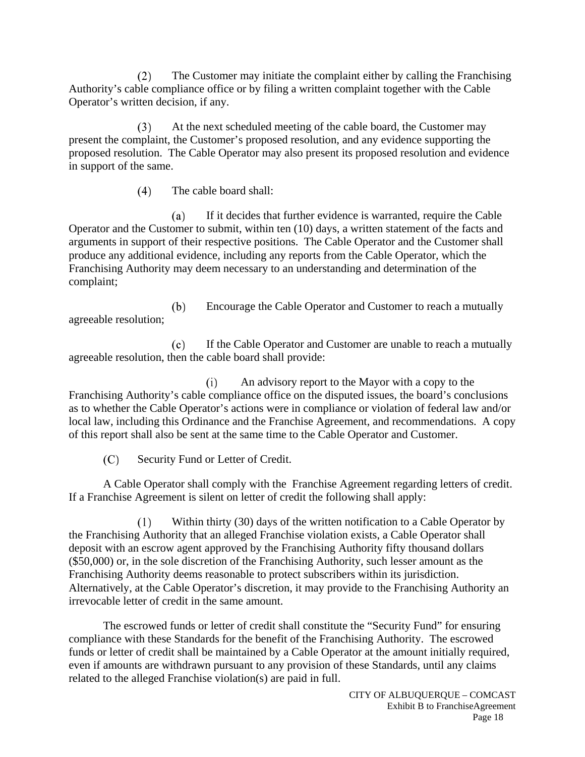(2) The Customer may initiate the complaint either by calling the Franchising Authority's cable compliance office or by filing a written complaint together with the Cable Operator's written decision, if any.

(3) At the next scheduled meeting of the cable board, the Customer may present the complaint, the Customer's proposed resolution, and any evidence supporting the proposed resolution. The Cable Operator may also present its proposed resolution and evidence in support of the same.

(4) The cable board shall:

(a) If it decides that further evidence is warranted, require the Cable Operator and the Customer to submit, within ten (10) days, a written statement of the facts and arguments in support of their respective positions. The Cable Operator and the Customer shall produce any additional evidence, including any reports from the Cable Operator, which the Franchising Authority may deem necessary to an understanding and determination of the complaint;

(b) Encourage the Cable Operator and Customer to reach a mutually agreeable resolution;

(c) If the Cable Operator and Customer are unable to reach a mutually agreeable resolution, then the cable board shall provide:

(i) An advisory report to the Mayor with a copy to the Franchising Authority's cable compliance office on the disputed issues, the board's conclusions as to whether the Cable Operator's actions were in compliance or violation of federal law and/or local law, including this Ordinance and the Franchise Agreement, and recommendations. A copy of this report shall also be sent at the same time to the Cable Operator and Customer.

(C) Security Fund or Letter of Credit.

A Cable Operator shall comply with the Franchise Agreement regarding letters of credit. If a Franchise Agreement is silent on letter of credit the following shall apply:

(1) Within thirty (30) days of the written notification to a Cable Operator by the Franchising Authority that an alleged Franchise violation exists, a Cable Operator shall deposit with an escrow agent approved by the Franchising Authority fifty thousand dollars ($50,000) or, in the sole discretion of the Franchising Authority, such lesser amount as the Franchising Authority deems reasonable to protect subscribers within its jurisdiction. Alternatively, at the Cable Operator's discretion, it may provide to the Franchising Authority an irrevocable letter of credit in the same amount.

The escrowed funds or letter of credit shall constitute the "Security Fund" for ensuring compliance with these Standards for the benefit of the Franchising Authority. The escrowed funds or letter of credit shall be maintained by a Cable Operator at the amount initially required, even if amounts are withdrawn pursuant to any provision of these Standards, until any claims related to the alleged Franchise violation(s) are paid in full.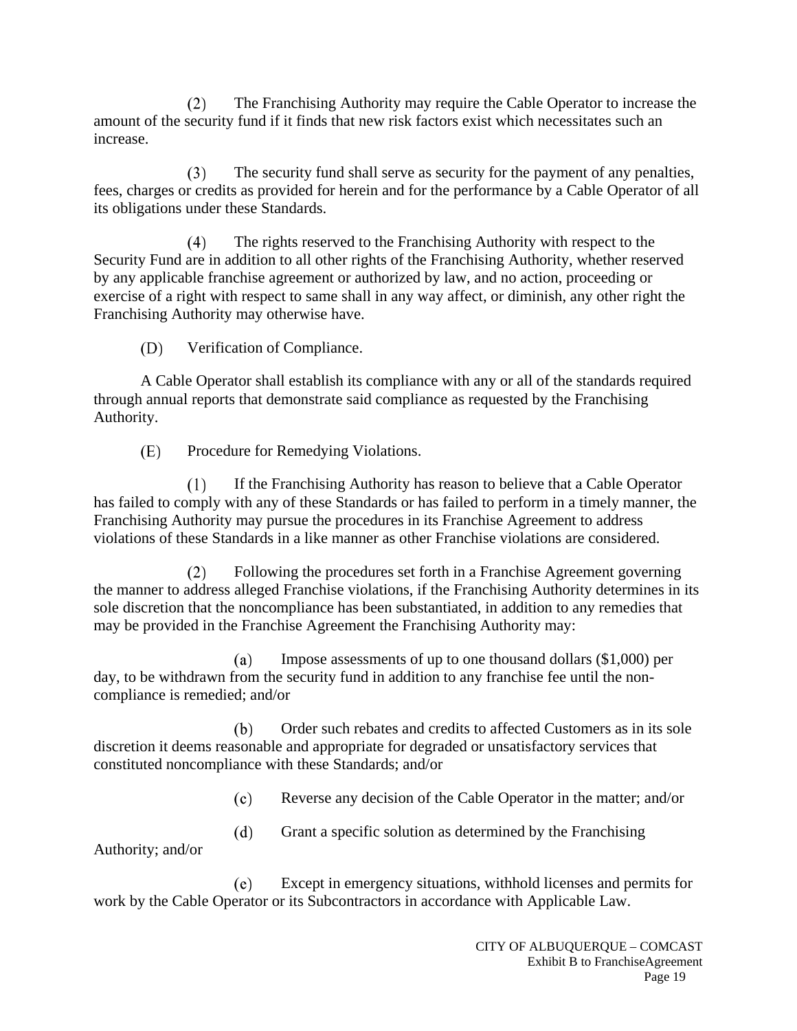(2) The Franchising Authority may require the Cable Operator to increase the amount of the security fund if it finds that new risk factors exist which necessitates such an increase.

(3) The security fund shall serve as security for the payment of any penalties, fees, charges or credits as provided for herein and for the performance by a Cable Operator of all its obligations under these Standards.

(4) The rights reserved to the Franchising Authority with respect to the Security Fund are in addition to all other rights of the Franchising Authority, whether reserved by any applicable franchise agreement or authorized by law, and no action, proceeding or exercise of a right with respect to same shall in any way affect, or diminish, any other right the Franchising Authority may otherwise have.

(D) Verification of Compliance.

A Cable Operator shall establish its compliance with any or all of the standards required through annual reports that demonstrate said compliance as requested by the Franchising Authority.

(E) Procedure for Remedying Violations.

(1) If the Franchising Authority has reason to believe that a Cable Operator has failed to comply with any of these Standards or has failed to perform in a timely manner, the Franchising Authority may pursue the procedures in its Franchise Agreement to address violations of these Standards in a like manner as other Franchise violations are considered.

(2) Following the procedures set forth in a Franchise Agreement governing the manner to address alleged Franchise violations, if the Franchising Authority determines in its sole discretion that the noncompliance has been substantiated, in addition to any remedies that may be provided in the Franchise Agreement the Franchising Authority may:

(a) Impose assessments of up to one thousand dollars ($1,000) per day, to be withdrawn from the security fund in addition to any franchise fee until the non-compliance is remedied; and/or

(b) Order such rebates and credits to affected Customers as in its sole discretion it deems reasonable and appropriate for degraded or unsatisfactory services that constituted noncompliance with these Standards; and/or

(c) Reverse any decision of the Cable Operator in the matter; and/or

(d) Grant a specific solution as determined by the Franchising Authority; and/or

(e) Except in emergency situations, withhold licenses and permits for work by the Cable Operator or its Subcontractors in accordance with Applicable Law.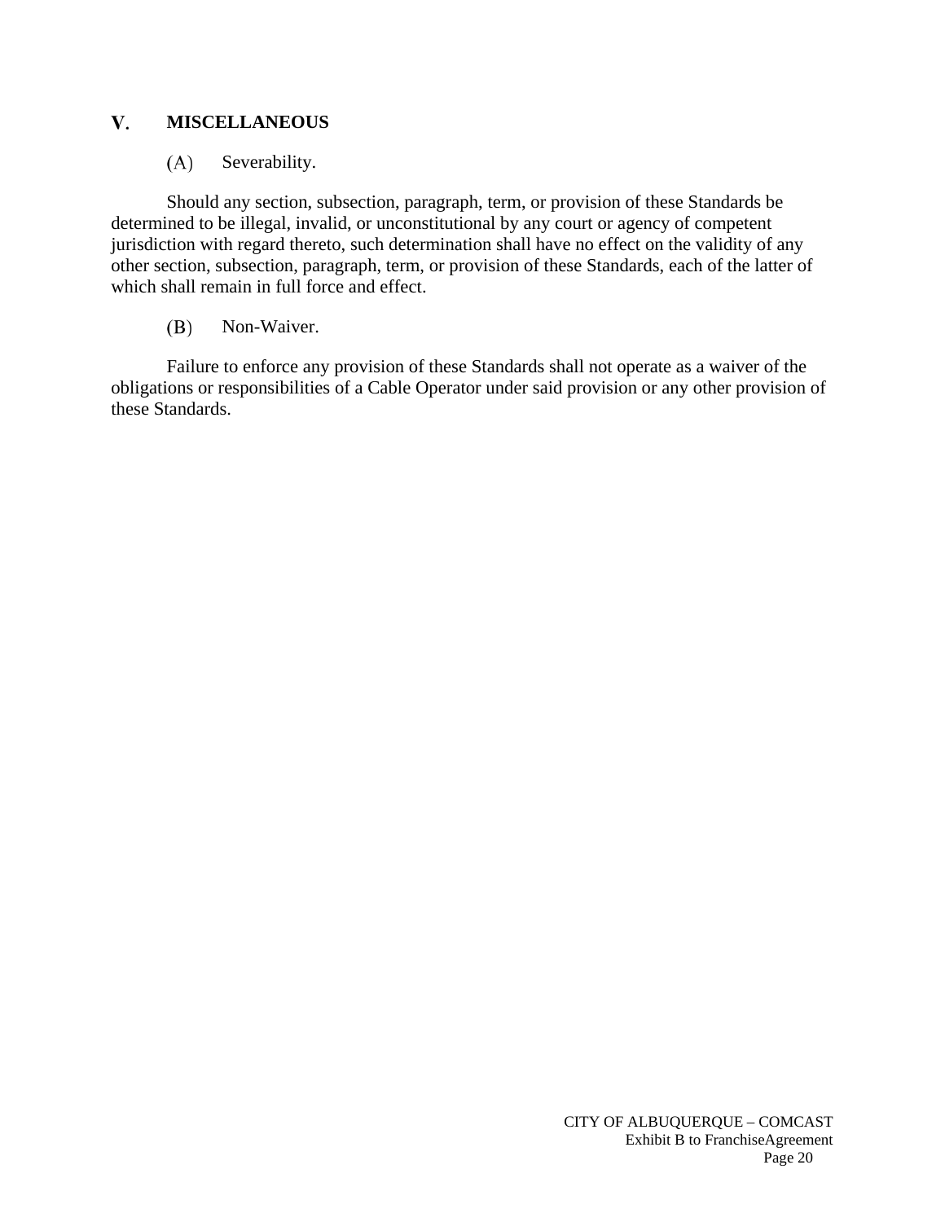## V. MISCELLANEOUS

(A) Severability.

Should any section, subsection, paragraph, term, or provision of these Standards be determined to be illegal, invalid, or unconstitutional by any court or agency of competent jurisdiction with regard thereto, such determination shall have no effect on the validity of any other section, subsection, paragraph, term, or provision of these Standards, each of the latter of which shall remain in full force and effect.

(B) Non-Waiver.

Failure to enforce any provision of these Standards shall not operate as a waiver of the obligations or responsibilities of a Cable Operator under said provision or any other provision of these Standards.